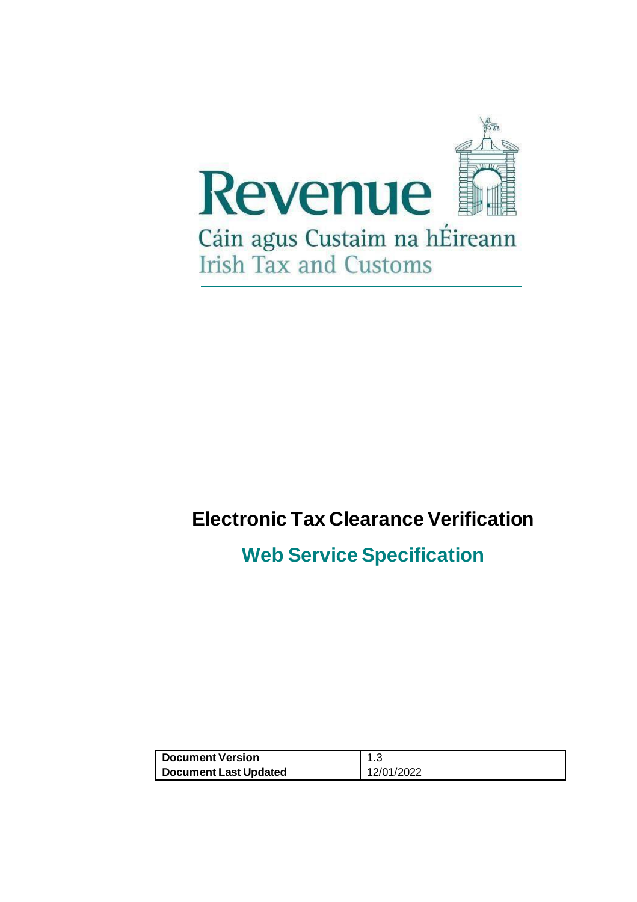Revenue

Cáin agus Custaim na hÉireann

Irish Tax and Customs

# Electronic Tax Clearance Verification

## Web Service Specification

| **Document Version** | 1.3 |
| --- | --- |
| **Document Last Updated** | 12/01/2022 |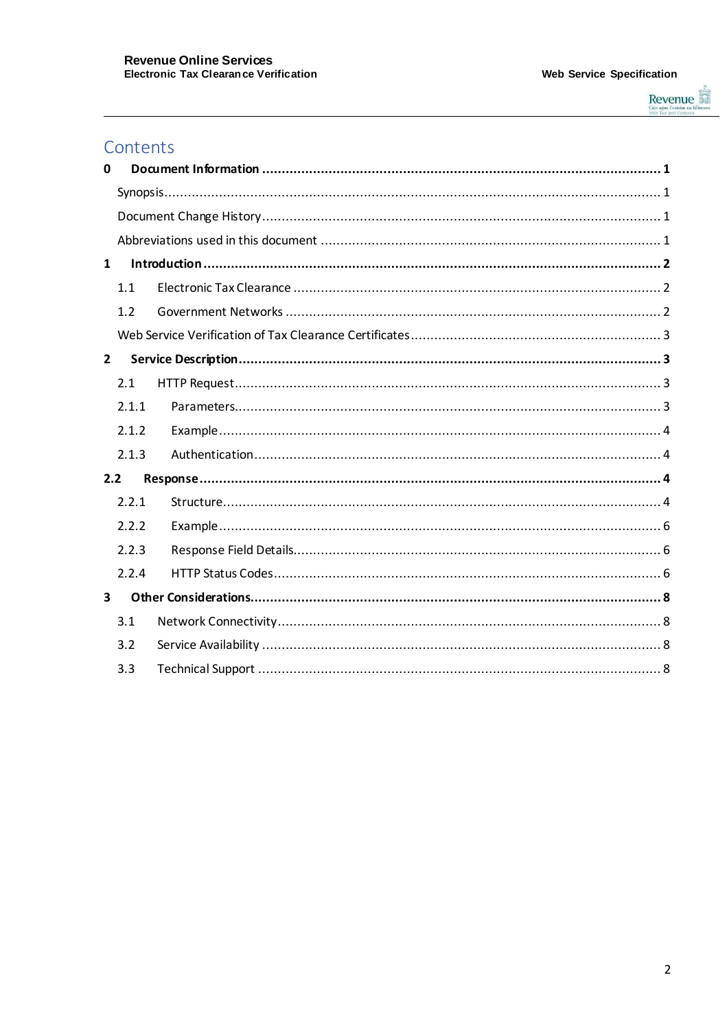# Contents

**0 Document Information ........ 1**

Synopsis ........ 1

Document Change History ........ 1

Abbreviations used in this document ........ 1

**1 Introduction ........ 2**

1.1 Electronic Tax Clearance ........ 2

1.2 Government Networks ........ 2

Web Service Verification of Tax Clearance Certificates ........ 3

**2 Service Description ........ 3**

2.1 HTTP Request ........ 3

2.1.1 Parameters ........ 3

2.1.2 Example ........ 4

2.1.3 Authentication ........ 4

**2.2 Response ........ 4**

2.2.1 Structure ........ 4

2.2.2 Example ........ 6

2.2.3 Response Field Details ........ 6

2.2.4 HTTP Status Codes ........ 6

**3 Other Considerations ........ 8**

3.1 Network Connectivity ........ 8

3.2 Service Availability ........ 8

3.3 Technical Support ........ 8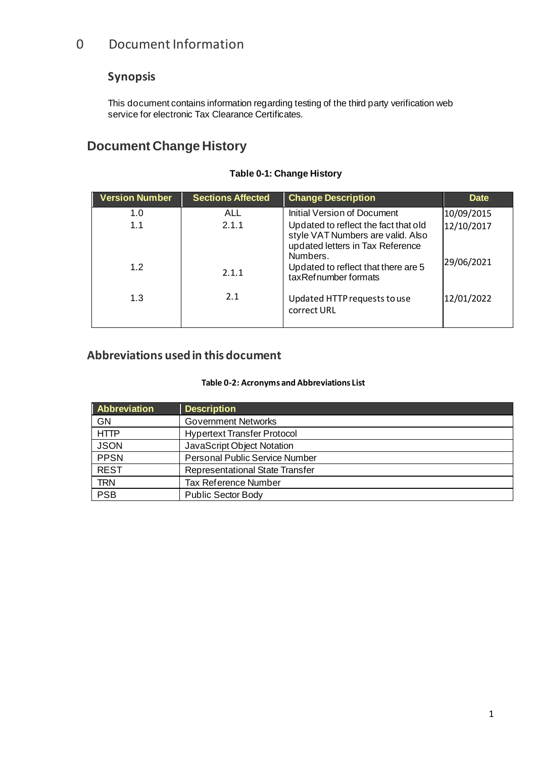# 0 Document Information

### Synopsis

This document contains information regarding testing of the third party verification web service for electronic Tax Clearance Certificates.

## Document Change History

**Table 0-1: Change History**

| Version Number | Sections Affected | Change Description | Date |
|---|---|---|---|
| 1.0 | ALL | Initial Version of Document | 10/09/2015 |
| 1.1 | 2.1.1 | Updated to reflect the fact that old style VAT Numbers are valid. Also updated letters in Tax Reference Numbers. | 12/10/2017 |
| 1.2 | 2.1.1 | Updated to reflect that there are 5 taxRefnumber formats | 29/06/2021 |
| 1.3 | 2.1 | Updated HTTP requests to use correct URL | 12/01/2022 |

## Abbreviations used in this document

**Table 0-2: Acronyms and Abbreviations List**

| Abbreviation | Description |
|---|---|
| GN | Government Networks |
| HTTP | Hypertext Transfer Protocol |
| JSON | JavaScript Object Notation |
| PPSN | Personal Public Service Number |
| REST | Representational State Transfer |
| TRN | Tax Reference Number |
| PSB | Public Sector Body |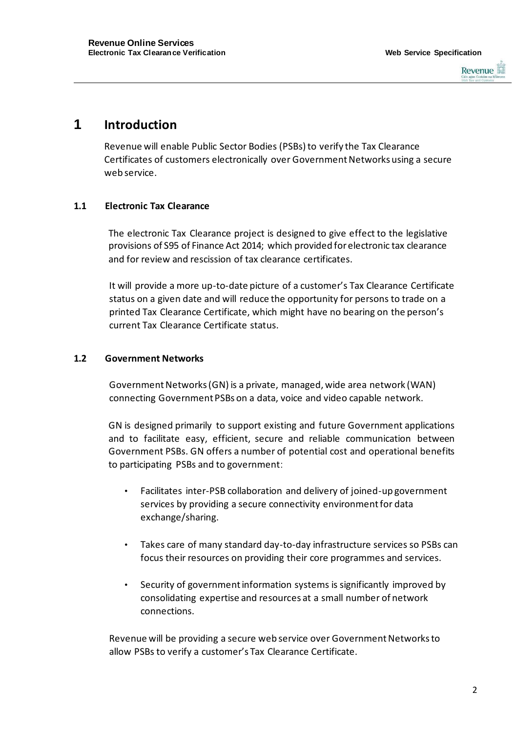# 1 Introduction

Revenue will enable Public Sector Bodies (PSBs) to verify the Tax Clearance Certificates of customers electronically over Government Networks using a secure web service.

## 1.1 Electronic Tax Clearance

The electronic Tax Clearance project is designed to give effect to the legislative provisions of S95 of Finance Act 2014; which provided for electronic tax clearance and for review and rescission of tax clearance certificates.

It will provide a more up-to-date picture of a customer's Tax Clearance Certificate status on a given date and will reduce the opportunity for persons to trade on a printed Tax Clearance Certificate, which might have no bearing on the person's current Tax Clearance Certificate status.

## 1.2 Government Networks

Government Networks (GN) is a private, managed, wide area network (WAN) connecting Government PSBs on a data, voice and video capable network.

GN is designed primarily to support existing and future Government applications and to facilitate easy, efficient, secure and reliable communication between Government PSBs. GN offers a number of potential cost and operational benefits to participating PSBs and to government:

- Facilitates inter-PSB collaboration and delivery of joined-up government services by providing a secure connectivity environment for data exchange/sharing.
- Takes care of many standard day-to-day infrastructure services so PSBs can focus their resources on providing their core programmes and services.
- Security of government information systems is significantly improved by consolidating expertise and resources at a small number of network connections.

Revenue will be providing a secure web service over Government Networks to allow PSBs to verify a customer's Tax Clearance Certificate.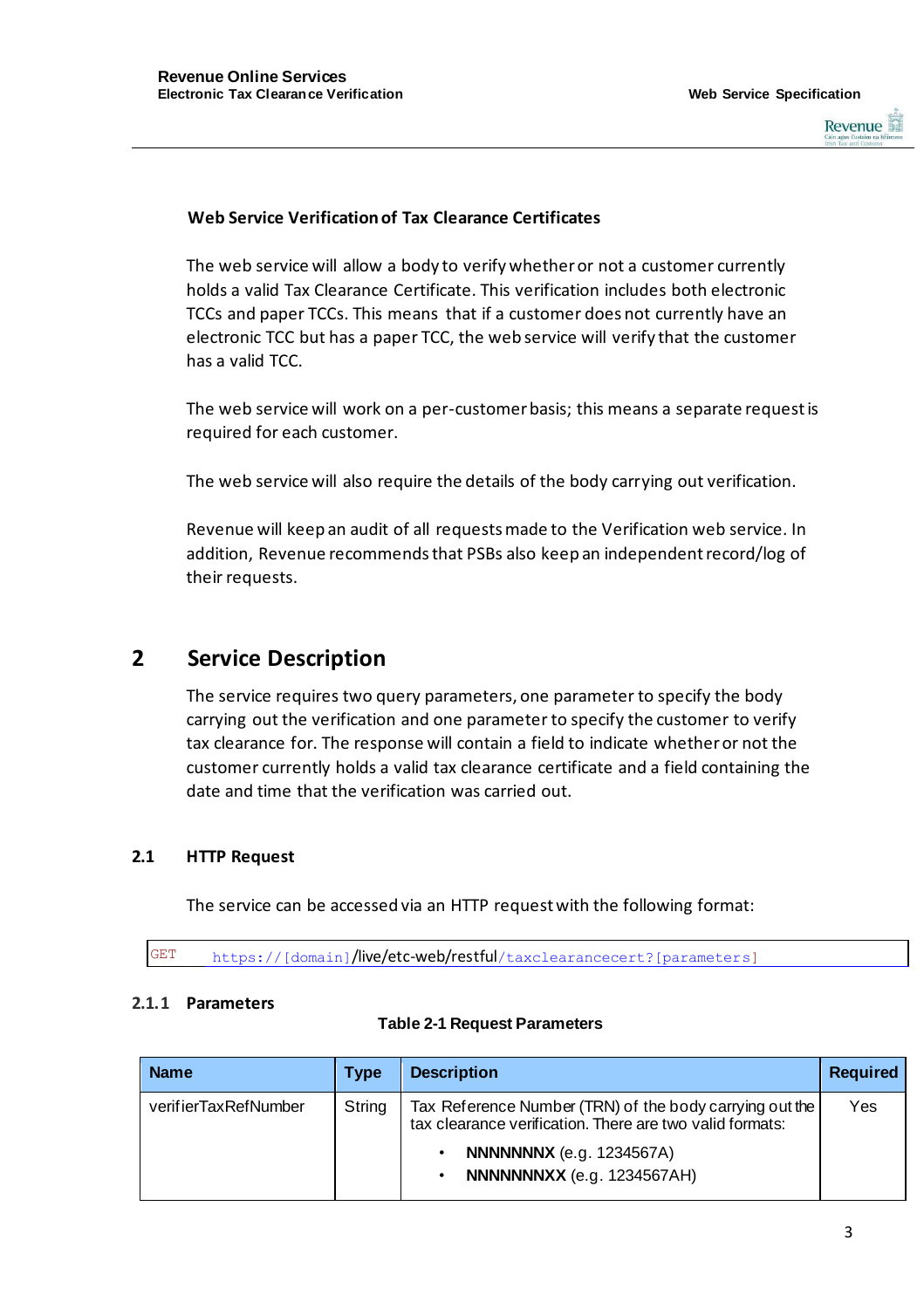**Web Service Verification of Tax Clearance Certificates**

The web service will allow a body to verify whether or not a customer currently holds a valid Tax Clearance Certificate. This verification includes both electronic TCCs and paper TCCs. This means that if a customer does not currently have an electronic TCC but has a paper TCC, the web service will verify that the customer has a valid TCC.

The web service will work on a per-customer basis; this means a separate request is required for each customer.

The web service will also require the details of the body carrying out verification.

Revenue will keep an audit of all requests made to the Verification web service. In addition, Revenue recommends that PSBs also keep an independent record/log of their requests.

# 2 Service Description

The service requires two query parameters, one parameter to specify the body carrying out the verification and one parameter to specify the customer to verify tax clearance for. The response will contain a field to indicate whether or not the customer currently holds a valid tax clearance certificate and a field containing the date and time that the verification was carried out.

## 2.1 HTTP Request

The service can be accessed via an HTTP request with the following format:

```
GET     https://[domain]/live/etc-web/restful/taxclearancecert?[parameters]
```

### 2.1.1 Parameters

**Table 2-1 Request Parameters**

| Name | Type | Description | Required |
|---|---|---|---|
| verifierTaxRefNumber | String | Tax Reference Number (TRN) of the body carrying out the tax clearance verification. There are two valid formats: <br>• **NNNNNNNX** (e.g. 1234567A) <br>• **NNNNNNNXX** (e.g. 1234567AH) | Yes |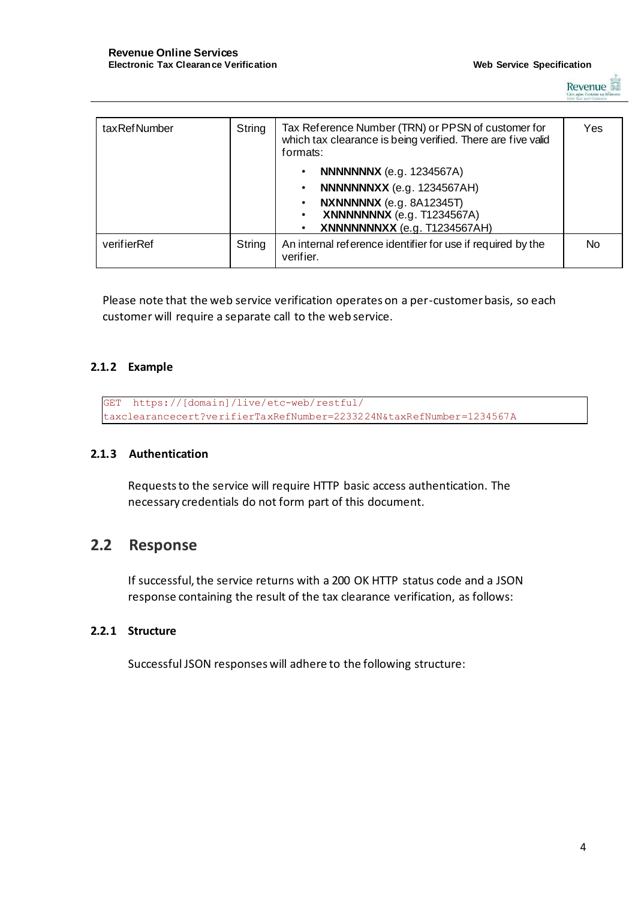| taxRefNumber | String | Tax Reference Number (TRN) or PPSN of customer for which tax clearance is being verified. There are five valid formats:<br>• **NNNNNNNX** (e.g. 1234567A)<br>• **NNNNNNNXX** (e.g. 1234567AH)<br>• **NXNNNNNX** (e.g. 8A12345T)<br>• **XNNNNNNNX** (e.g. T1234567A)<br>• **XNNNNNNNXX** (e.g. T1234567AH) | Yes |
|---|---|---|---|
| verifierRef | String | An internal reference identifier for use if required by the verifier. | No |

Please note that the web service verification operates on a per-customer basis, so each customer will require a separate call to the web service.

### 2.1.2 Example

```
GET  https://[domain]/live/etc-web/restful/
taxclearancecert?verifierTaxRefNumber=2233224N&taxRefNumber=1234567A
```

### 2.1.3 Authentication

Requests to the service will require HTTP basic access authentication. The necessary credentials do not form part of this document.

## 2.2 Response

If successful, the service returns with a 200 OK HTTP status code and a JSON response containing the result of the tax clearance verification, as follows:

### 2.2.1 Structure

Successful JSON responses will adhere to the following structure: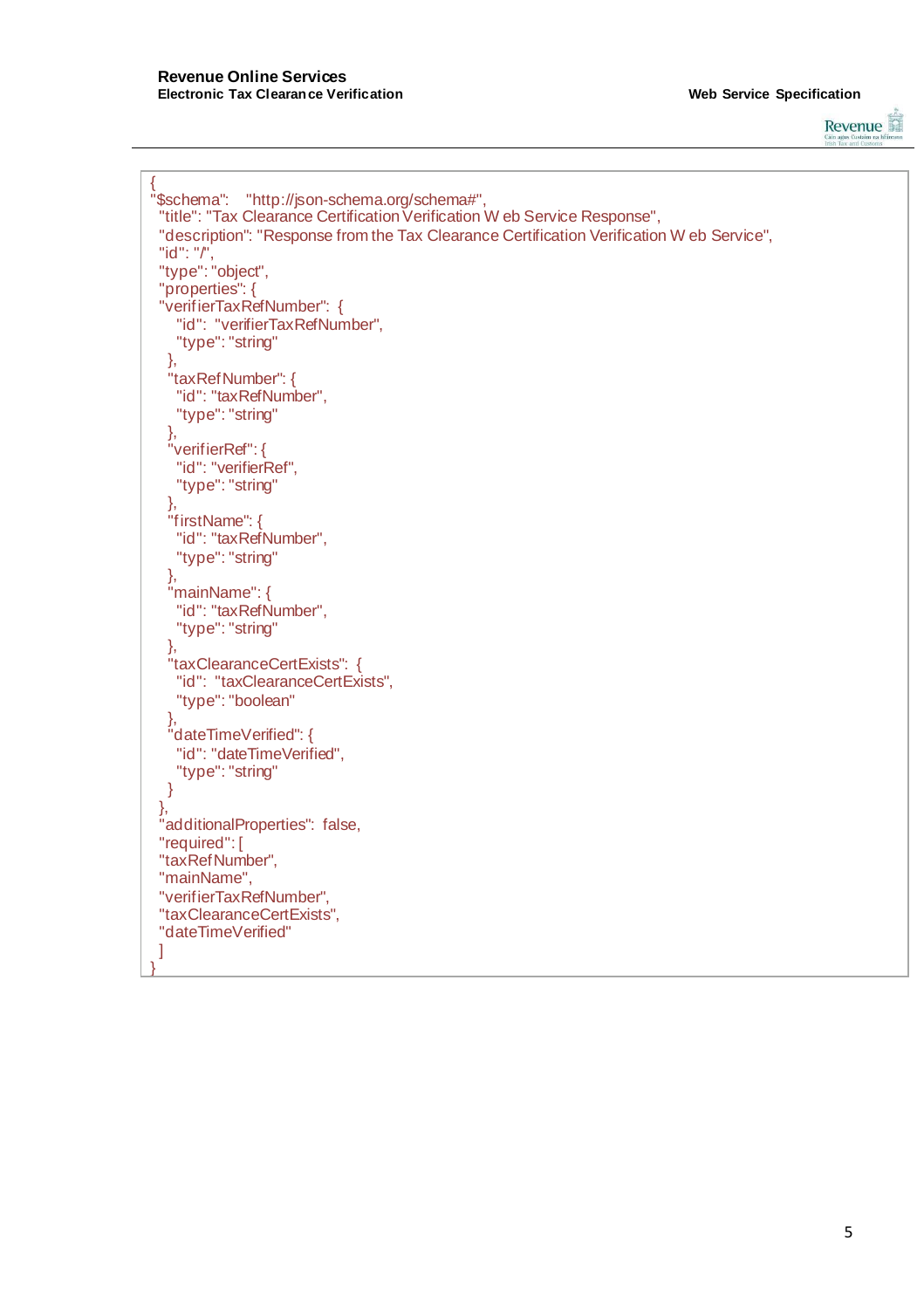```
{
"$schema":   "http://json-schema.org/schema#",
 "title": "Tax Clearance Certification Verification W eb Service Response",
 "description": "Response from the Tax Clearance Certification Verification W eb Service",
 "id": "/",
 "type": "object",
 "properties": {
 "verifierTaxRefNumber":  {
    "id":  "verifierTaxRefNumber",
    "type": "string"
  },
  "taxRefNumber": {
    "id": "taxRefNumber",
    "type": "string"
  },
  "verifierRef": {
    "id": "verifierRef",
    "type": "string"
  },
  "firstName": {
    "id": "taxRefNumber",
    "type": "string"
  },
  "mainName": {
    "id": "taxRefNumber",
    "type": "string"
  },
  "taxClearanceCertExists":  {
    "id":  "taxClearanceCertExists",
    "type": "boolean"
  },
  "dateTimeVerified": {
    "id": "dateTimeVerified",
    "type": "string"
  }
 },
 "additionalProperties":  false,
 "required": [
 "taxRefNumber",
 "mainName",
 "verifierTaxRefNumber",
 "taxClearanceCertExists",
 "dateTimeVerified"
 ]
}
```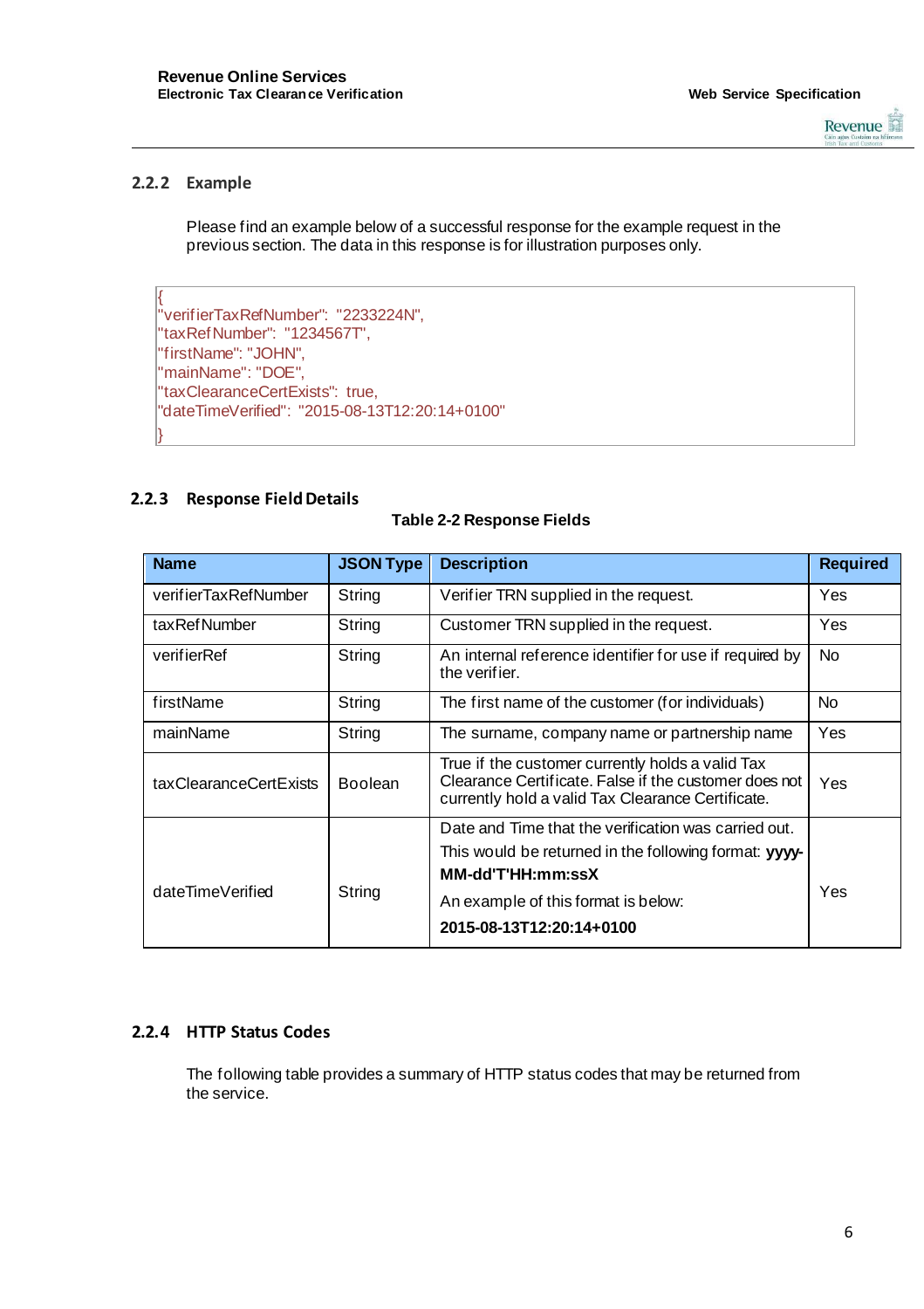### 2.2.2 Example

Please find an example below of a successful response for the example request in the previous section. The data in this response is for illustration purposes only.

```
{
"verifierTaxRefNumber": "2233224N",
"taxRefNumber": "1234567T",
"firstName": "JOHN",
"mainName": "DOE",
"taxClearanceCertExists": true,
"dateTimeVerified": "2015-08-13T12:20:14+0100"
}
```

### 2.2.3 Response Field Details

**Table 2-2 Response Fields**

| Name | JSON Type | Description | Required |
|---|---|---|---|
| verifierTaxRefNumber | String | Verifier TRN supplied in the request. | Yes |
| taxRefNumber | String | Customer TRN supplied in the request. | Yes |
| verifierRef | String | An internal reference identifier for use if required by the verifier. | No |
| firstName | String | The first name of the customer (for individuals) | No |
| mainName | String | The surname, company name or partnership name | Yes |
| taxClearanceCertExists | Boolean | True if the customer currently holds a valid Tax Clearance Certificate. False if the customer does not currently hold a valid Tax Clearance Certificate. | Yes |
| dateTimeVerified | String | Date and Time that the verification was carried out. This would be returned in the following format: **yyyy-MM-dd'T'HH:mm:ssX** An example of this format is below: **2015-08-13T12:20:14+0100** | Yes |

### 2.2.4 HTTP Status Codes

The following table provides a summary of HTTP status codes that may be returned from the service.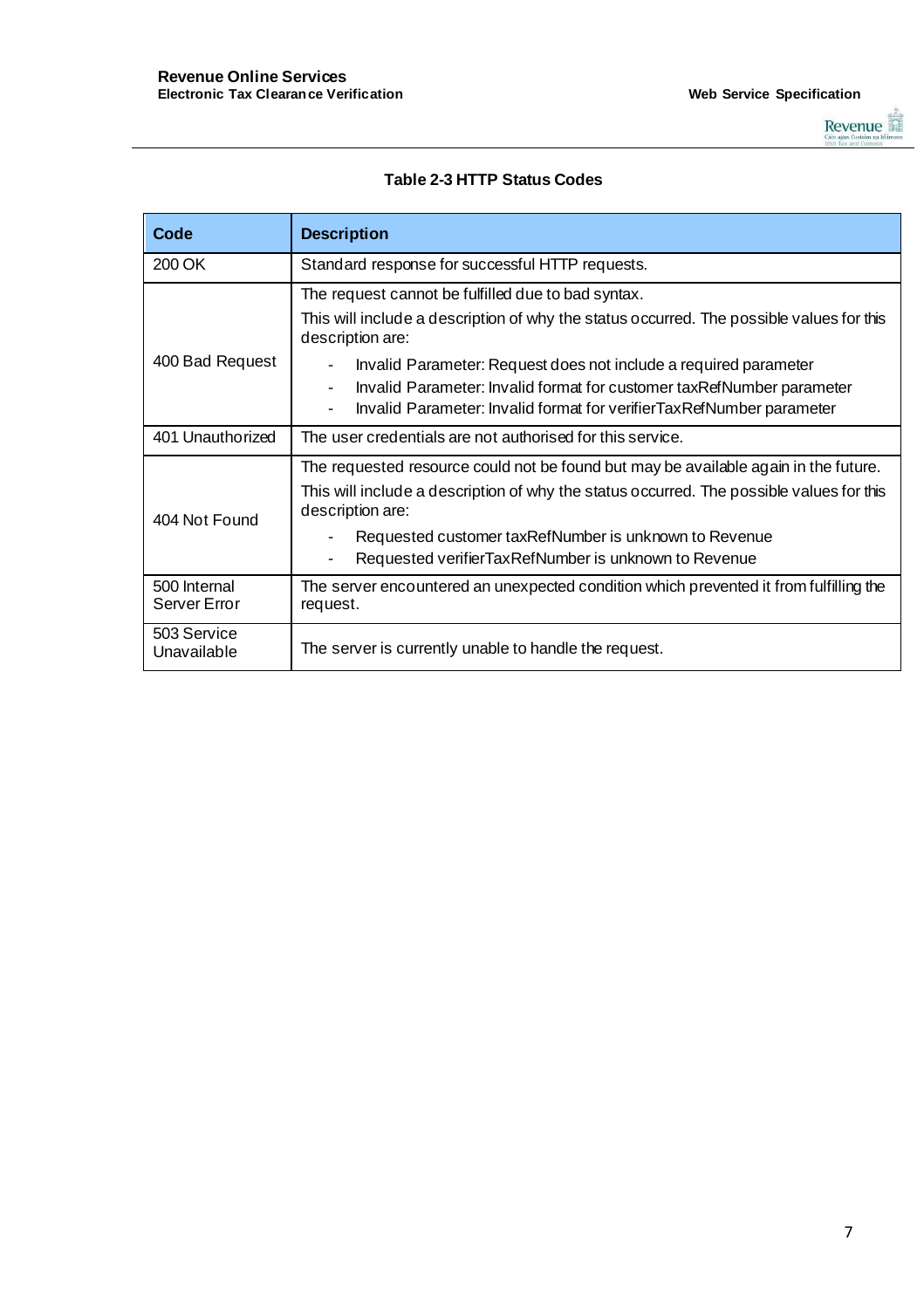**Table 2-3 HTTP Status Codes**

| Code | Description |
|---|---|
| 200 OK | Standard response for successful HTTP requests. |
| 400 Bad Request | The request cannot be fulfilled due to bad syntax.<br>This will include a description of why the status occurred. The possible values for this description are:<br>- Invalid Parameter: Request does not include a required parameter<br>- Invalid Parameter: Invalid format for customer taxRefNumber parameter<br>- Invalid Parameter: Invalid format for verifierTaxRefNumber parameter |
| 401 Unauthorized | The user credentials are not authorised for this service. |
| 404 Not Found | The requested resource could not be found but may be available again in the future.<br>This will include a description of why the status occurred. The possible values for this description are:<br>- Requested customer taxRefNumber is unknown to Revenue<br>- Requested verifierTaxRefNumber is unknown to Revenue |
| 500 Internal Server Error | The server encountered an unexpected condition which prevented it from fulfilling the request. |
| 503 Service Unavailable | The server is currently unable to handle the request. |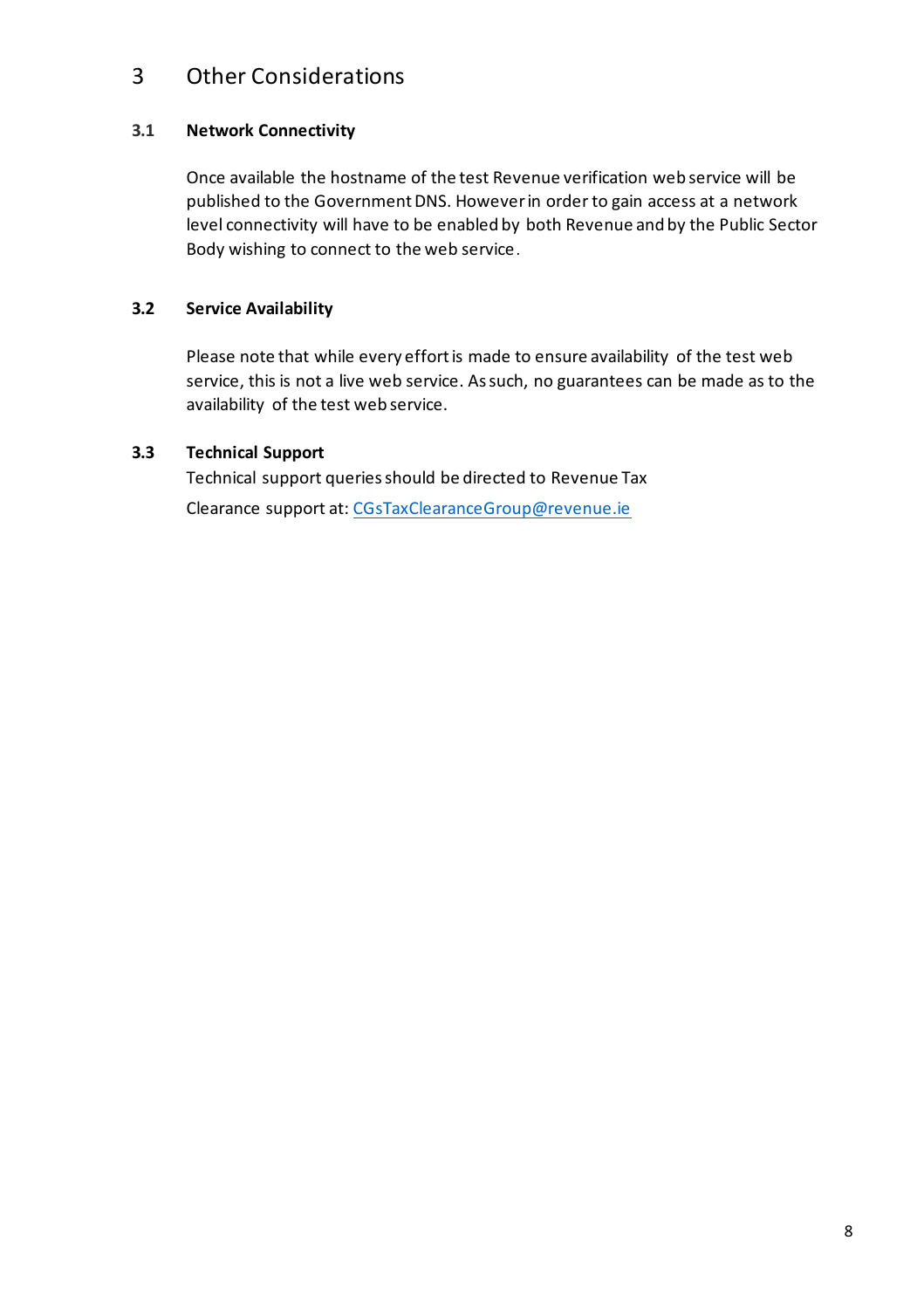# 3 Other Considerations

## 3.1 Network Connectivity

Once available the hostname of the test Revenue verification web service will be published to the Government DNS. However in order to gain access at a network level connectivity will have to be enabled by both Revenue and by the Public Sector Body wishing to connect to the web service.

## 3.2 Service Availability

Please note that while every effort is made to ensure availability of the test web service, this is not a live web service. As such, no guarantees can be made as to the availability of the test web service.

## 3.3 Technical Support

Technical support queries should be directed to Revenue Tax Clearance support at: CGsTaxClearanceGroup@revenue.ie